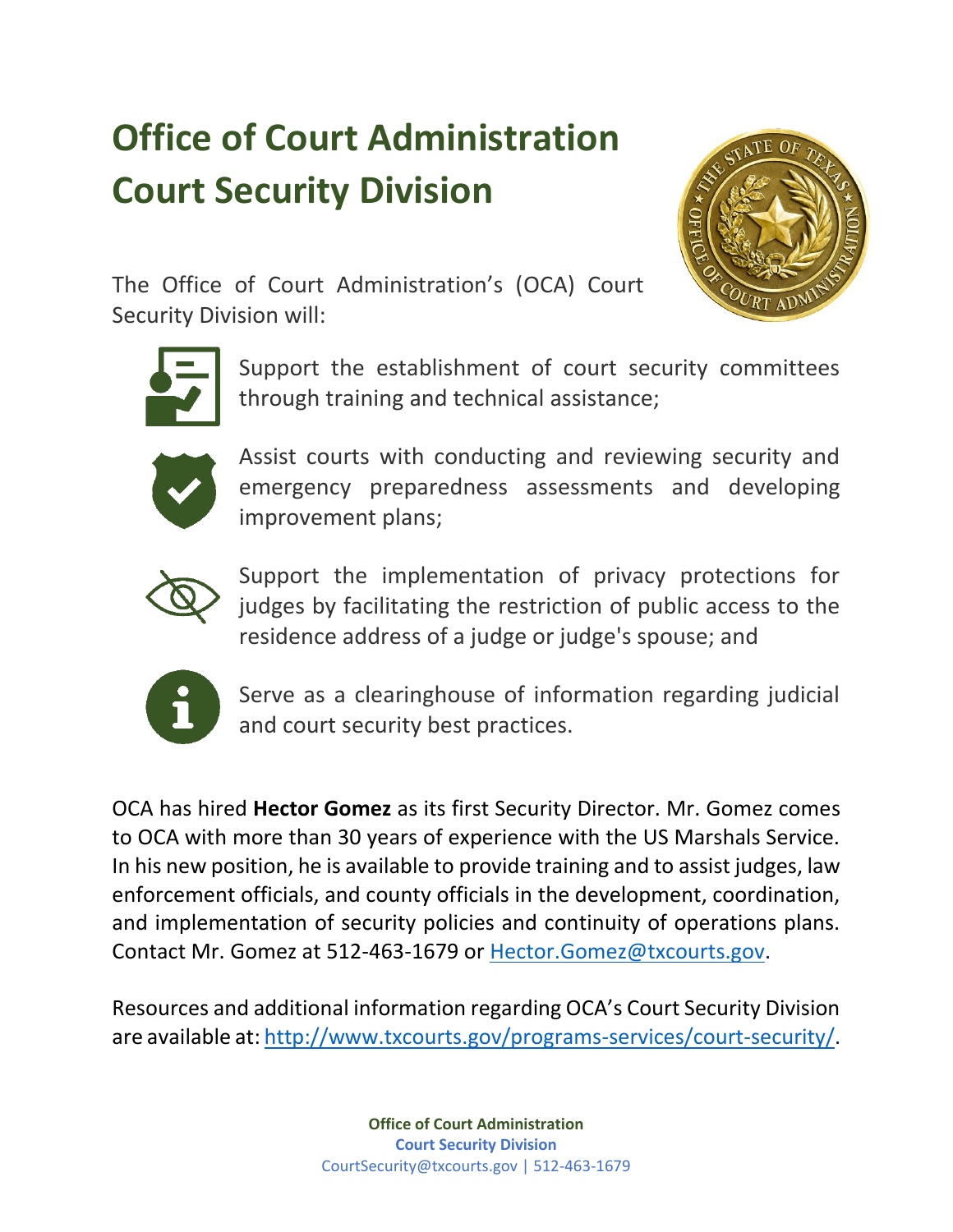# Office of Court Administration Court Security Division

The Office of Court Administration's (OCA) Court Security Division will:

- Support the establishment of court security committees through training and technical assistance;
- Assist courts with conducting and reviewing security and emergency preparedness assessments and developing improvement plans;
- Support the implementation of privacy protections for judges by facilitating the restriction of public access to the residence address of a judge or judge's spouse; and
- Serve as a clearinghouse of information regarding judicial and court security best practices.

OCA has hired **Hector Gomez** as its first Security Director. Mr. Gomez comes to OCA with more than 30 years of experience with the US Marshals Service. In his new position, he is available to provide training and to assist judges, law enforcement officials, and county officials in the development, coordination, and implementation of security policies and continuity of operations plans. Contact Mr. Gomez at 512-463-1679 or [Hector.Gomez@txcourts.gov](mailto:Hector.Gomez@txcourts.gov).

Resources and additional information regarding OCA's Court Security Division are available at: [http://www.txcourts.gov/programs-services/court-security/](http://www.txcourts.gov/programs-services/court-security/).

**Office of Court Administration**
**Court Security Division**
CourtSecurity@txcourts.gov | 512-463-1679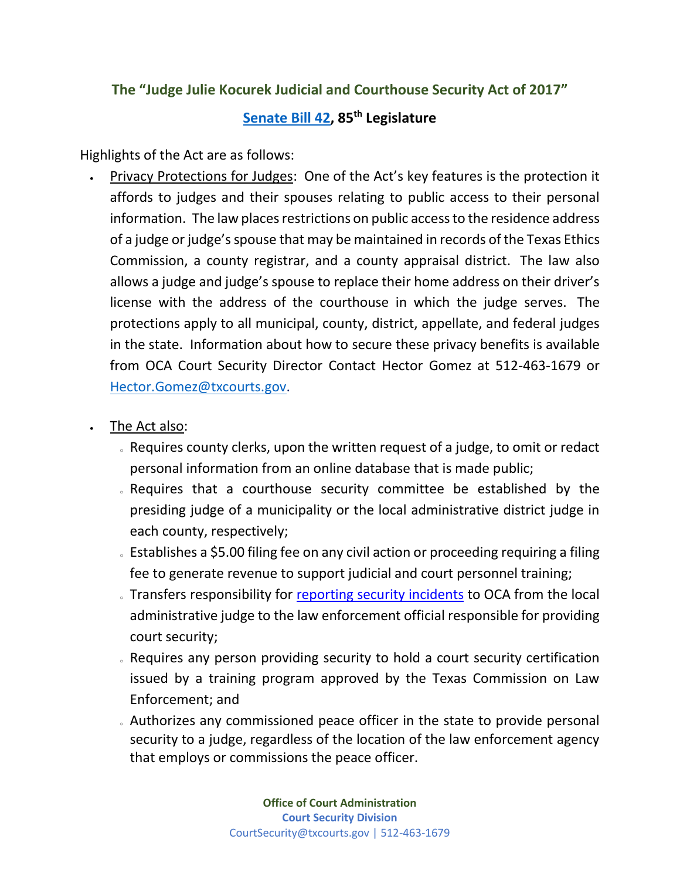## The "Judge Julie Kocurek Judicial and Courthouse Security Act of 2017"

### Senate Bill 42, 85th Legislature

Highlights of the Act are as follows:

- Privacy Protections for Judges: One of the Act's key features is the protection it affords to judges and their spouses relating to public access to their personal information. The law places restrictions on public access to the residence address of a judge or judge's spouse that may be maintained in records of the Texas Ethics Commission, a county registrar, and a county appraisal district. The law also allows a judge and judge's spouse to replace their home address on their driver's license with the address of the courthouse in which the judge serves. The protections apply to all municipal, county, district, appellate, and federal judges in the state. Information about how to secure these privacy benefits is available from OCA Court Security Director Contact Hector Gomez at 512-463-1679 or Hector.Gomez@txcourts.gov.

- The Act also:
  - Requires county clerks, upon the written request of a judge, to omit or redact personal information from an online database that is made public;
  - Requires that a courthouse security committee be established by the presiding judge of a municipality or the local administrative district judge in each county, respectively;
  - Establishes a $5.00 filing fee on any civil action or proceeding requiring a filing fee to generate revenue to support judicial and court personnel training;
  - Transfers responsibility for reporting security incidents to OCA from the local administrative judge to the law enforcement official responsible for providing court security;
  - Requires any person providing security to hold a court security certification issued by a training program approved by the Texas Commission on Law Enforcement; and
  - Authorizes any commissioned peace officer in the state to provide personal security to a judge, regardless of the location of the law enforcement agency that employs or commissions the peace officer.

**Office of Court Administration**
**Court Security Division**
CourtSecurity@txcourts.gov | 512-463-1679